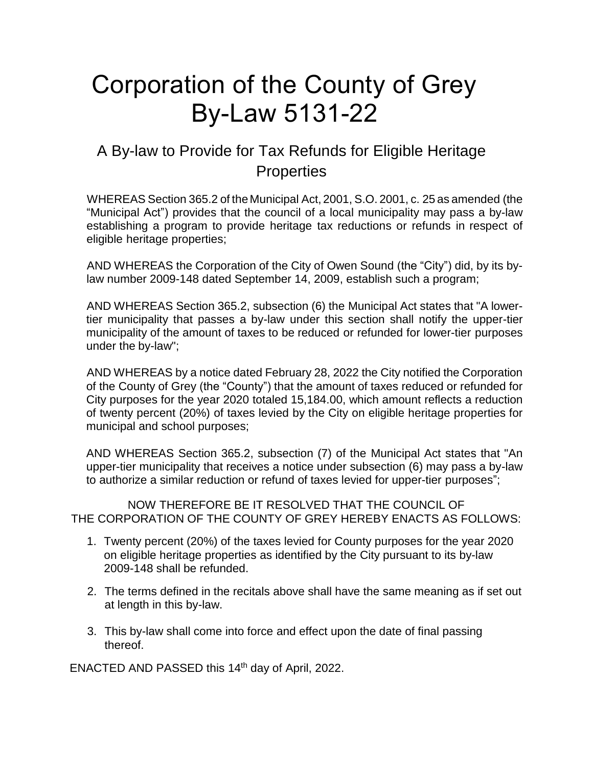# Corporation of the County of Grey
# By-Law 5131-22

## A By-law to Provide for Tax Refunds for Eligible Heritage Properties

WHEREAS Section 365.2 of the Municipal Act, 2001, S.O. 2001, c. 25 as amended (the "Municipal Act") provides that the council of a local municipality may pass a by-law establishing a program to provide heritage tax reductions or refunds in respect of eligible heritage properties;

AND WHEREAS the Corporation of the City of Owen Sound (the "City") did, by its by-law number 2009-148 dated September 14, 2009, establish such a program;

AND WHEREAS Section 365.2, subsection (6) the Municipal Act states that "A lower-tier municipality that passes a by-law under this section shall notify the upper-tier municipality of the amount of taxes to be reduced or refunded for lower-tier purposes under the by-law";

AND WHEREAS by a notice dated February 28, 2022 the City notified the Corporation of the County of Grey (the "County") that the amount of taxes reduced or refunded for City purposes for the year 2020 totaled 15,184.00, which amount reflects a reduction of twenty percent (20%) of taxes levied by the City on eligible heritage properties for municipal and school purposes;

AND WHEREAS Section 365.2, subsection (7) of the Municipal Act states that "An upper-tier municipality that receives a notice under subsection (6) may pass a by-law to authorize a similar reduction or refund of taxes levied for upper-tier purposes";

NOW THEREFORE BE IT RESOLVED THAT THE COUNCIL OF THE CORPORATION OF THE COUNTY OF GREY HEREBY ENACTS AS FOLLOWS:

1. Twenty percent (20%) of the taxes levied for County purposes for the year 2020 on eligible heritage properties as identified by the City pursuant to its by-law 2009-148 shall be refunded.
2. The terms defined in the recitals above shall have the same meaning as if set out at length in this by-law.
3. This by-law shall come into force and effect upon the date of final passing thereof.

ENACTED AND PASSED this 14th day of April, 2022.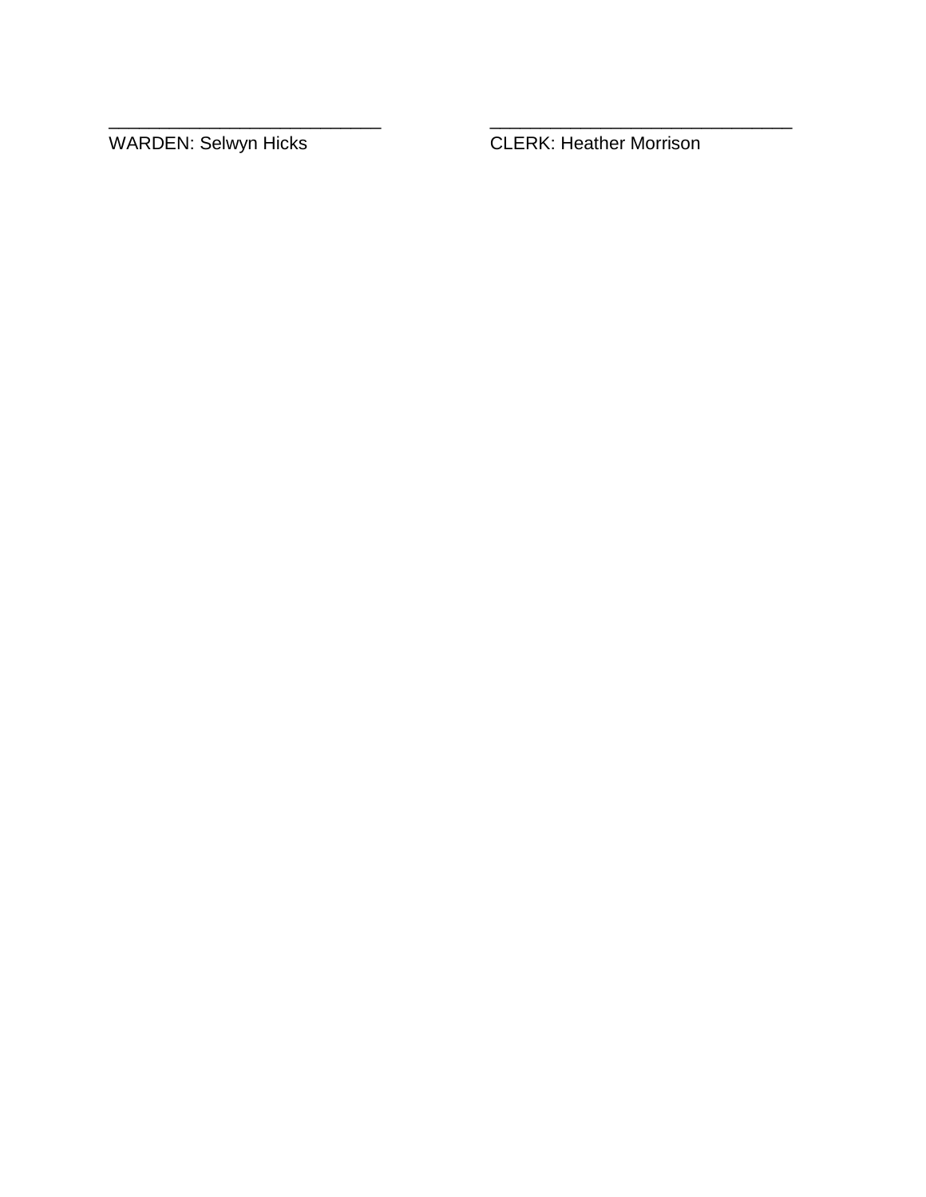____________________________ ______________________________

WARDEN: Selwyn Hicks CLERK: Heather Morrison